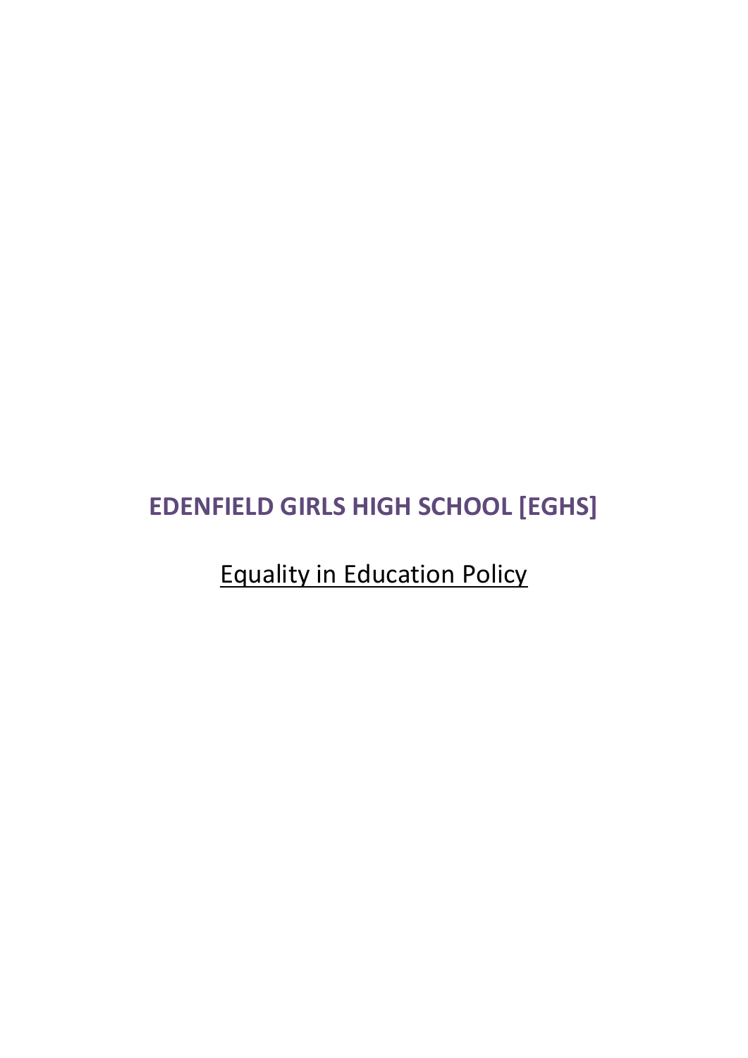# EDENFIELD GIRLS HIGH SCHOOL [EGHS]

## Equality in Education Policy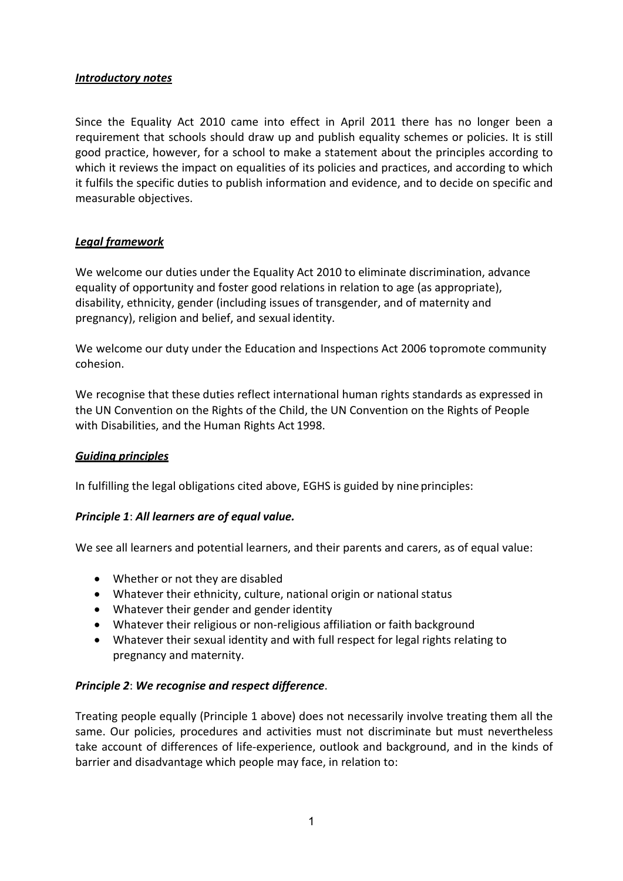***Introductory notes***

Since the Equality Act 2010 came into effect in April 2011 there has no longer been a requirement that schools should draw up and publish equality schemes or policies. It is still good practice, however, for a school to make a statement about the principles according to which it reviews the impact on equalities of its policies and practices, and according to which it fulfils the specific duties to publish information and evidence, and to decide on specific and measurable objectives.

***Legal framework***

We welcome our duties under the Equality Act 2010 to eliminate discrimination, advance equality of opportunity and foster good relations in relation to age (as appropriate), disability, ethnicity, gender (including issues of transgender, and of maternity and pregnancy), religion and belief, and sexual identity.

We welcome our duty under the Education and Inspections Act 2006 topromote community cohesion.

We recognise that these duties reflect international human rights standards as expressed in the UN Convention on the Rights of the Child, the UN Convention on the Rights of People with Disabilities, and the Human Rights Act 1998.

***Guiding principles***

In fulfilling the legal obligations cited above, EGHS is guided by nine principles:

***Principle 1**: **All learners are of equal value.***

We see all learners and potential learners, and their parents and carers, as of equal value:

- Whether or not they are disabled
- Whatever their ethnicity, culture, national origin or national status
- Whatever their gender and gender identity
- Whatever their religious or non-religious affiliation or faith background
- Whatever their sexual identity and with full respect for legal rights relating to pregnancy and maternity.

***Principle 2**: **We recognise and respect difference**.*

Treating people equally (Principle 1 above) does not necessarily involve treating them all the same. Our policies, procedures and activities must not discriminate but must nevertheless take account of differences of life-experience, outlook and background, and in the kinds of barrier and disadvantage which people may face, in relation to: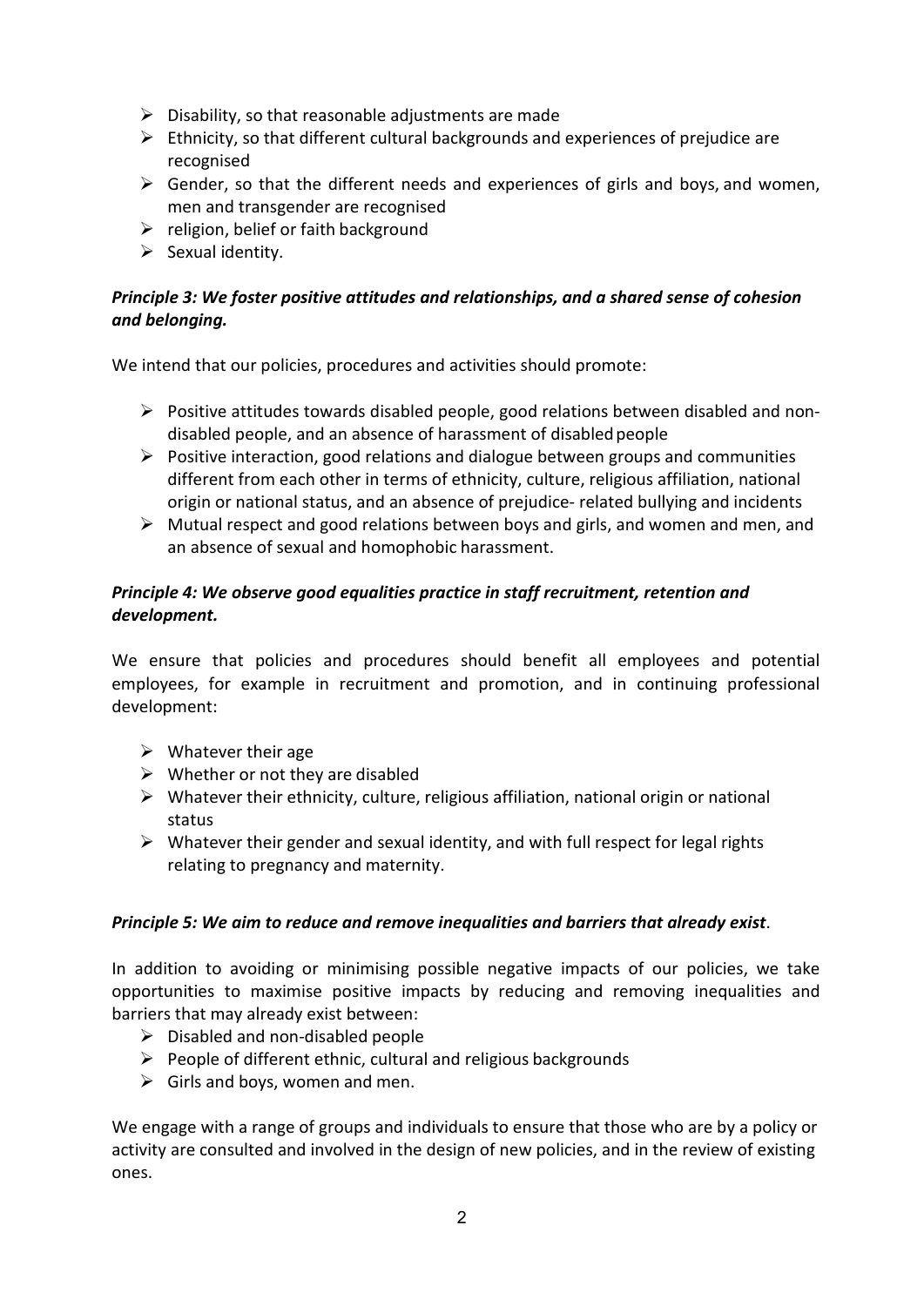- Disability, so that reasonable adjustments are made
- Ethnicity, so that different cultural backgrounds and experiences of prejudice are recognised
- Gender, so that the different needs and experiences of girls and boys, and women, men and transgender are recognised
- religion, belief or faith background
- Sexual identity.

***Principle 3: We foster positive attitudes and relationships, and a shared sense of cohesion and belonging.***

We intend that our policies, procedures and activities should promote:

- Positive attitudes towards disabled people, good relations between disabled and non-disabled people, and an absence of harassment of disabled people
- Positive interaction, good relations and dialogue between groups and communities different from each other in terms of ethnicity, culture, religious affiliation, national origin or national status, and an absence of prejudice- related bullying and incidents
- Mutual respect and good relations between boys and girls, and women and men, and an absence of sexual and homophobic harassment.

***Principle 4: We observe good equalities practice in staff recruitment, retention and development.***

We ensure that policies and procedures should benefit all employees and potential employees, for example in recruitment and promotion, and in continuing professional development:

- Whatever their age
- Whether or not they are disabled
- Whatever their ethnicity, culture, religious affiliation, national origin or national status
- Whatever their gender and sexual identity, and with full respect for legal rights relating to pregnancy and maternity.

***Principle 5: We aim to reduce and remove inequalities and barriers that already exist***.

In addition to avoiding or minimising possible negative impacts of our policies, we take opportunities to maximise positive impacts by reducing and removing inequalities and barriers that may already exist between:

- Disabled and non-disabled people
- People of different ethnic, cultural and religious backgrounds
- Girls and boys, women and men.

We engage with a range of groups and individuals to ensure that those who are by a policy or activity are consulted and involved in the design of new policies, and in the review of existing ones.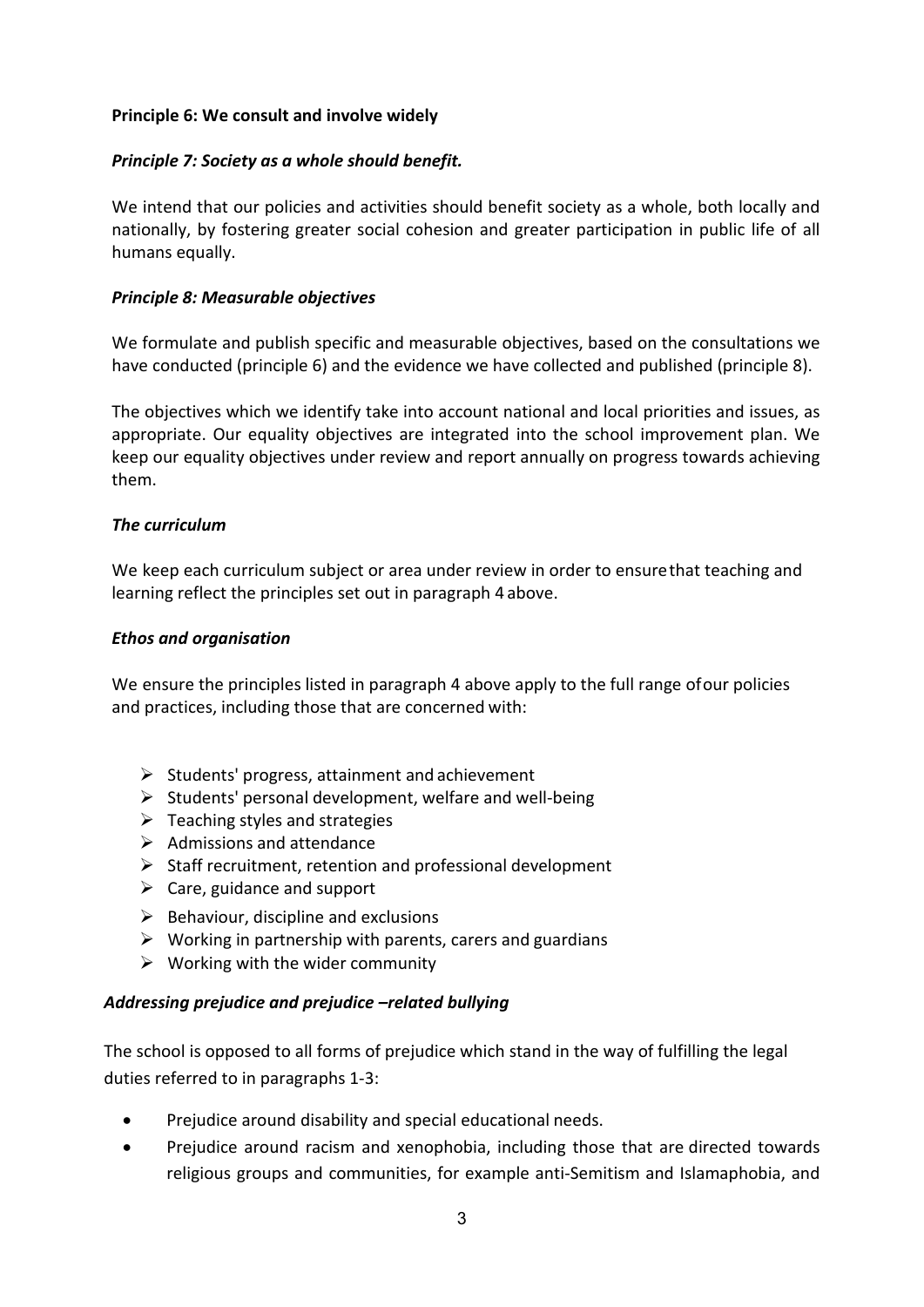**Principle 6: We consult and involve widely**

***Principle 7: Society as a whole should benefit.***

We intend that our policies and activities should benefit society as a whole, both locally and nationally, by fostering greater social cohesion and greater participation in public life of all humans equally.

***Principle 8: Measurable objectives***

We formulate and publish specific and measurable objectives, based on the consultations we have conducted (principle 6) and the evidence we have collected and published (principle 8).

The objectives which we identify take into account national and local priorities and issues, as appropriate. Our equality objectives are integrated into the school improvement plan. We keep our equality objectives under review and report annually on progress towards achieving them.

***The curriculum***

We keep each curriculum subject or area under review in order to ensure that teaching and learning reflect the principles set out in paragraph 4 above.

***Ethos and organisation***

We ensure the principles listed in paragraph 4 above apply to the full range of our policies and practices, including those that are concerned with:

- Students' progress, attainment and achievement
- Students' personal development, welfare and well-being
- Teaching styles and strategies
- Admissions and attendance
- Staff recruitment, retention and professional development
- Care, guidance and support
- Behaviour, discipline and exclusions
- Working in partnership with parents, carers and guardians
- Working with the wider community

***Addressing prejudice and prejudice –related bullying***

The school is opposed to all forms of prejudice which stand in the way of fulfilling the legal duties referred to in paragraphs 1-3:

- Prejudice around disability and special educational needs.
- Prejudice around racism and xenophobia, including those that are directed towards religious groups and communities, for example anti-Semitism and Islamaphobia, and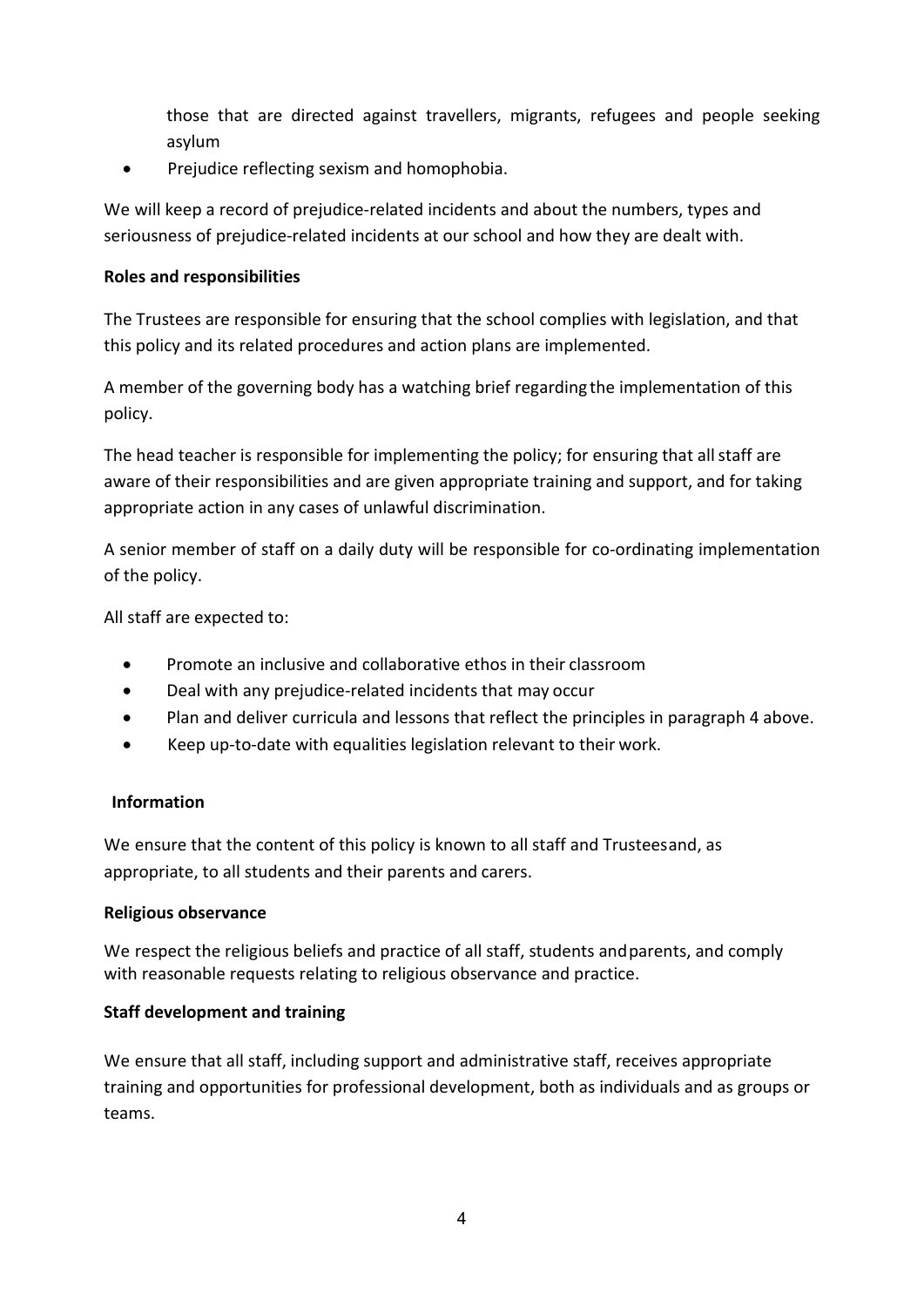those that are directed against travellers, migrants, refugees and people seeking asylum

- Prejudice reflecting sexism and homophobia.

We will keep a record of prejudice-related incidents and about the numbers, types and seriousness of prejudice-related incidents at our school and how they are dealt with.

**Roles and responsibilities**

The Trustees are responsible for ensuring that the school complies with legislation, and that this policy and its related procedures and action plans are implemented.

A member of the governing body has a watching brief regarding the implementation of this policy.

The head teacher is responsible for implementing the policy; for ensuring that all staff are aware of their responsibilities and are given appropriate training and support, and for taking appropriate action in any cases of unlawful discrimination.

A senior member of staff on a daily duty will be responsible for co-ordinating implementation of the policy.

All staff are expected to:

- Promote an inclusive and collaborative ethos in their classroom
- Deal with any prejudice-related incidents that may occur
- Plan and deliver curricula and lessons that reflect the principles in paragraph 4 above.
- Keep up-to-date with equalities legislation relevant to their work.

**Information**

We ensure that the content of this policy is known to all staff and Trusteesand, as appropriate, to all students and their parents and carers.

**Religious observance**

We respect the religious beliefs and practice of all staff, students andparents, and comply with reasonable requests relating to religious observance and practice.

**Staff development and training**

We ensure that all staff, including support and administrative staff, receives appropriate training and opportunities for professional development, both as individuals and as groups or teams.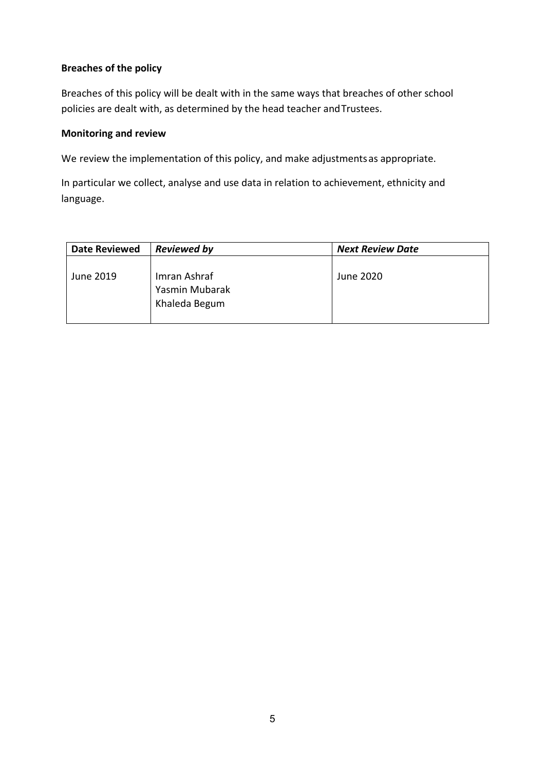**Breaches of the policy**

Breaches of this policy will be dealt with in the same ways that breaches of other school policies are dealt with, as determined by the head teacher and Trustees.

**Monitoring and review**

We review the implementation of this policy, and make adjustments as appropriate.

In particular we collect, analyse and use data in relation to achievement, ethnicity and language.

| **Date Reviewed** | ***Reviewed by*** | ***Next Review Date*** |
|---|---|---|
| June 2019 | Imran Ashraf<br>Yasmin Mubarak<br>Khaleda Begum | June 2020 |